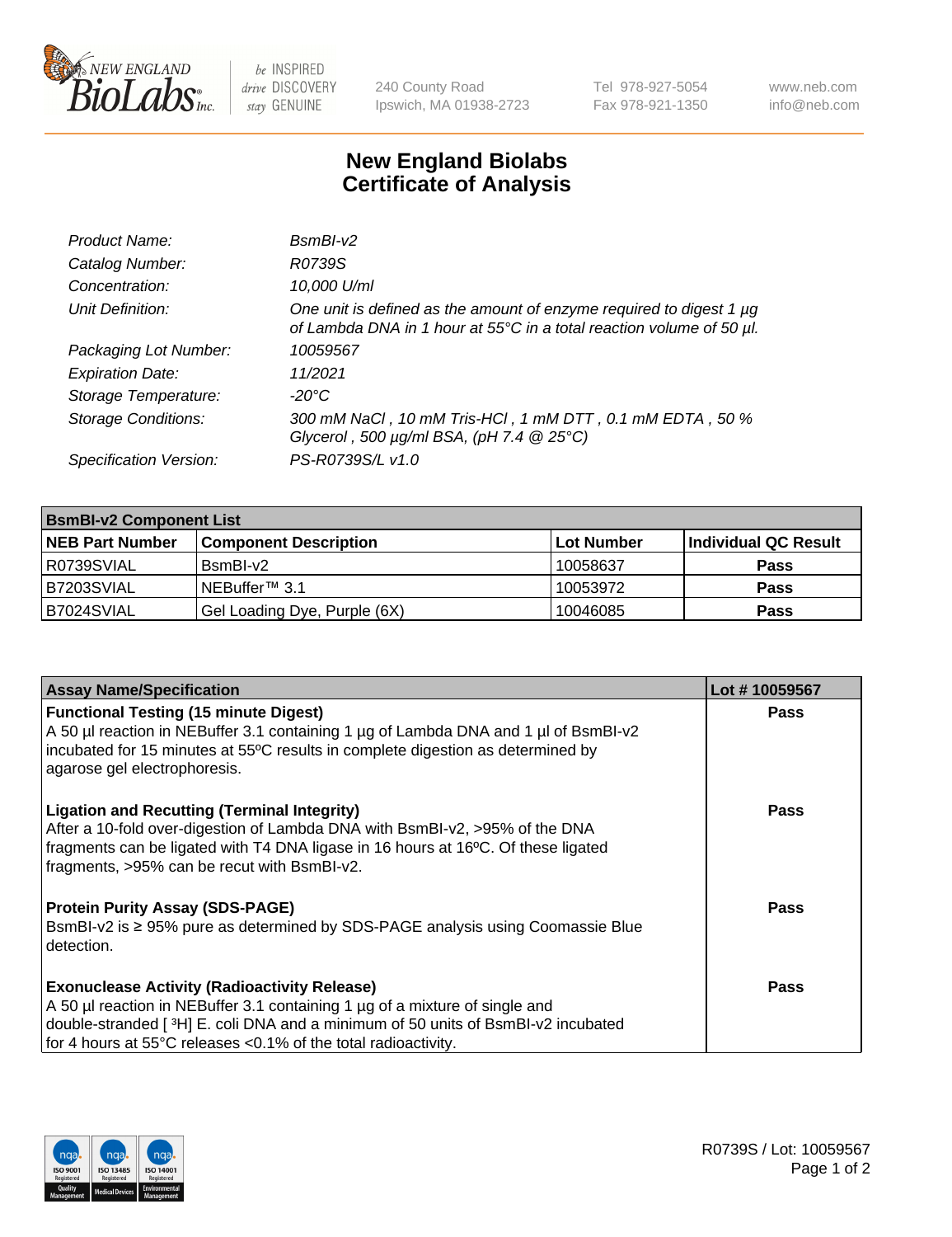# New England Biolabs Certificate of Analysis

| | |
|---|---|
| *Product Name:* | *BsmBI-v2* |
| *Catalog Number:* | *R0739S* |
| *Concentration:* | *10,000 U/ml* |
| *Unit Definition:* | *One unit is defined as the amount of enzyme required to digest 1 µg of Lambda DNA in 1 hour at 55°C in a total reaction volume of 50 µl.* |
| *Packaging Lot Number:* | *10059567* |
| *Expiration Date:* | *11/2021* |
| *Storage Temperature:* | *-20°C* |
| *Storage Conditions:* | *300 mM NaCl , 10 mM Tris-HCl , 1 mM DTT , 0.1 mM EDTA , 50 % Glycerol , 500 µg/ml BSA, (pH 7.4 @ 25°C)* |
| *Specification Version:* | *PS-R0739S/L v1.0* |

| **BsmBI-v2 Component List** | | | |
|---|---|---|---|
| **NEB Part Number** | **Component Description** | **Lot Number** | **Individual QC Result** |
| R0739SVIAL | BsmBI-v2 | 10058637 | **Pass** |
| B7203SVIAL | NEBuffer™ 3.1 | 10053972 | **Pass** |
| B7024SVIAL | Gel Loading Dye, Purple (6X) | 10046085 | **Pass** |

| **Assay Name/Specification** | **Lot # 10059567** |
|---|---|
| **Functional Testing (15 minute Digest)**<br>A 50 µl reaction in NEBuffer 3.1 containing 1 µg of Lambda DNA and 1 µl of BsmBI-v2 incubated for 15 minutes at 55ºC results in complete digestion as determined by agarose gel electrophoresis. | **Pass** |
| **Ligation and Recutting (Terminal Integrity)**<br>After a 10-fold over-digestion of Lambda DNA with BsmBI-v2, >95% of the DNA fragments can be ligated with T4 DNA ligase in 16 hours at 16ºC. Of these ligated fragments, >95% can be recut with BsmBI-v2. | **Pass** |
| **Protein Purity Assay (SDS-PAGE)**<br>BsmBI-v2 is ≥ 95% pure as determined by SDS-PAGE analysis using Coomassie Blue detection. | **Pass** |
| **Exonuclease Activity (Radioactivity Release)**<br>A 50 µl reaction in NEBuffer 3.1 containing 1 µg of a mixture of single and double-stranded [ $^3$H] E. coli DNA and a minimum of 50 units of BsmBI-v2 incubated for 4 hours at 55°C releases <0.1% of the total radioactivity. | **Pass** |

R0739S / Lot: 10059567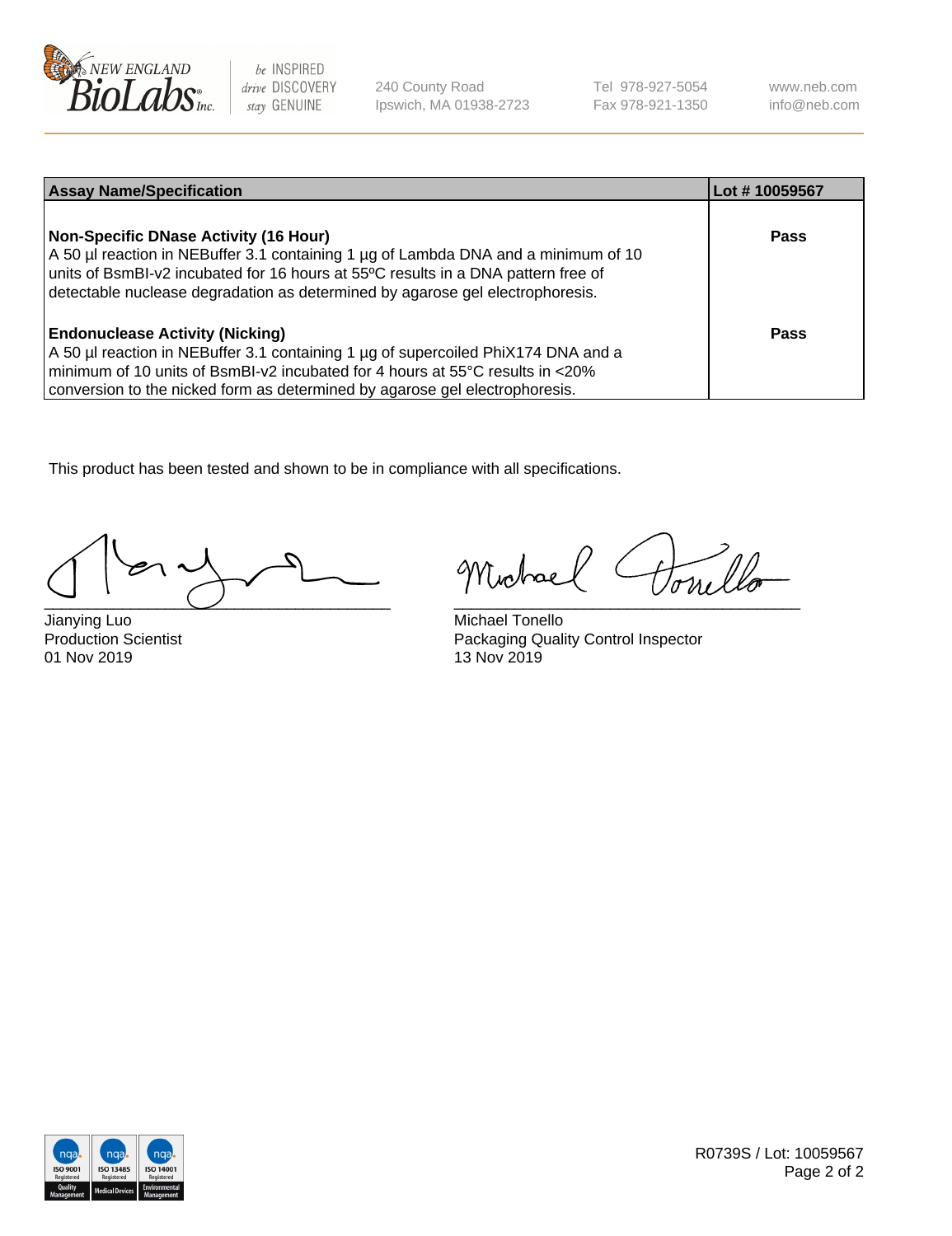240 County Road
Ipswich, MA 01938-2723

Tel 978-927-5054
Fax 978-921-1350

www.neb.com
info@neb.com

| Assay Name/Specification | Lot # 10059567 |
|---|---|
| **Non-Specific DNase Activity (16 Hour)**<br>A 50 µl reaction in NEBuffer 3.1 containing 1 µg of Lambda DNA and a minimum of 10 units of BsmBI-v2 incubated for 16 hours at 55ºC results in a DNA pattern free of detectable nuclease degradation as determined by agarose gel electrophoresis. | **Pass** |
| **Endonuclease Activity (Nicking)**<br>A 50 µl reaction in NEBuffer 3.1 containing 1 µg of supercoiled PhiX174 DNA and a minimum of 10 units of BsmBI-v2 incubated for 4 hours at 55°C results in <20% conversion to the nicked form as determined by agarose gel electrophoresis. | **Pass** |

This product has been tested and shown to be in compliance with all specifications.

Jianying Luo
Production Scientist
01 Nov 2019

Michael Tonello
Packaging Quality Control Inspector
13 Nov 2019

R0739S / Lot: 10059567